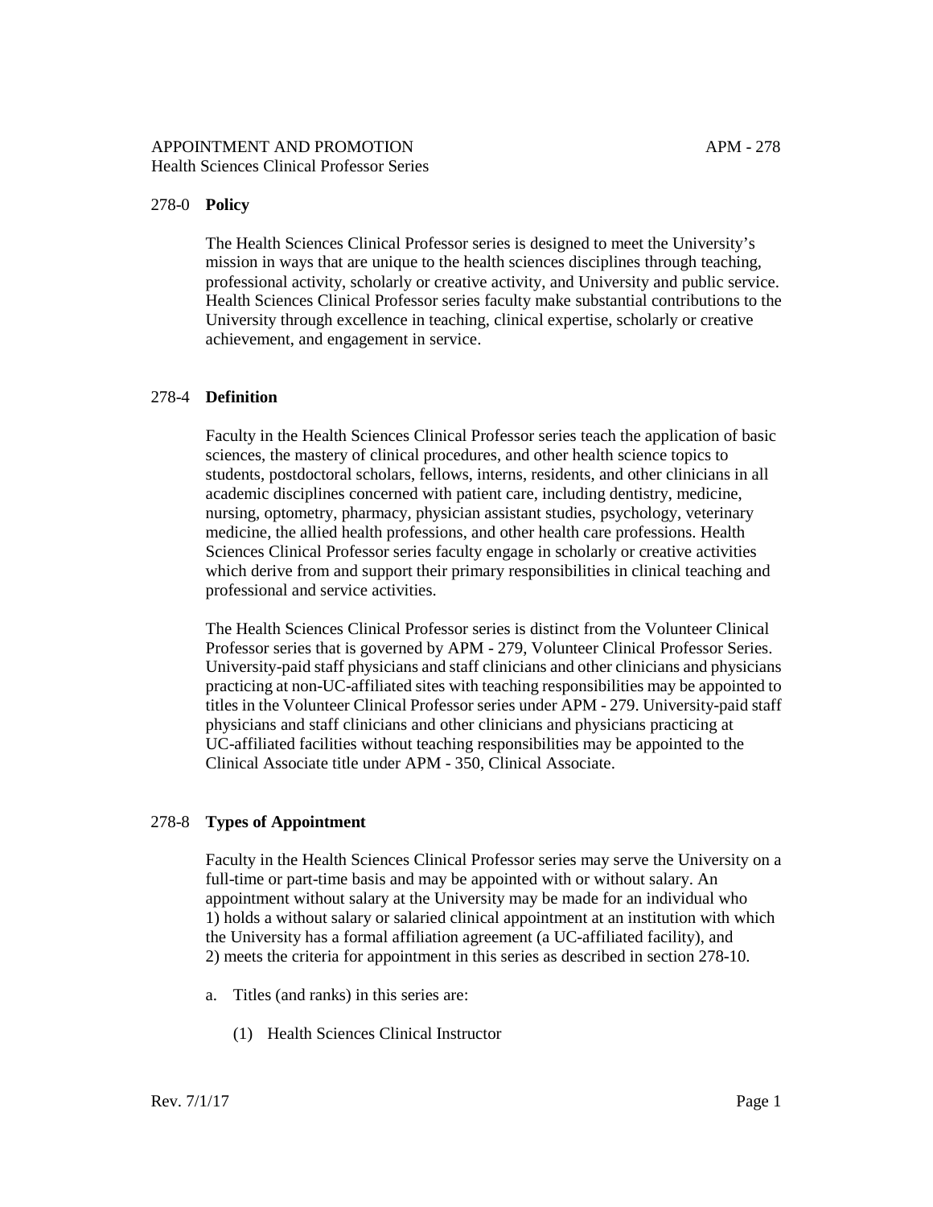APPOINTMENT AND PROMOTION APM - 278

Health Sciences Clinical Professor Series

## 278-0 **Policy**

The Health Sciences Clinical Professor series is designed to meet the University's mission in ways that are unique to the health sciences disciplines through teaching, professional activity, scholarly or creative activity, and University and public service. Health Sciences Clinical Professor series faculty make substantial contributions to the University through excellence in teaching, clinical expertise, scholarly or creative achievement, and engagement in service.

## 278-4 **Definition**

Faculty in the Health Sciences Clinical Professor series teach the application of basic sciences, the mastery of clinical procedures, and other health science topics to students, postdoctoral scholars, fellows, interns, residents, and other clinicians in all academic disciplines concerned with patient care, including dentistry, medicine, nursing, optometry, pharmacy, physician assistant studies, psychology, veterinary medicine, the allied health professions, and other health care professions. Health Sciences Clinical Professor series faculty engage in scholarly or creative activities which derive from and support their primary responsibilities in clinical teaching and professional and service activities.

The Health Sciences Clinical Professor series is distinct from the Volunteer Clinical Professor series that is governed by APM - 279, Volunteer Clinical Professor Series. University-paid staff physicians and staff clinicians and other clinicians and physicians practicing at non-UC-affiliated sites with teaching responsibilities may be appointed to titles in the Volunteer Clinical Professor series under APM - 279. University-paid staff physicians and staff clinicians and other clinicians and physicians practicing at UC-affiliated facilities without teaching responsibilities may be appointed to the Clinical Associate title under APM - 350, Clinical Associate.

## 278-8 **Types of Appointment**

Faculty in the Health Sciences Clinical Professor series may serve the University on a full-time or part-time basis and may be appointed with or without salary. An appointment without salary at the University may be made for an individual who 1) holds a without salary or salaried clinical appointment at an institution with which the University has a formal affiliation agreement (a UC-affiliated facility), and 2) meets the criteria for appointment in this series as described in section 278-10.

a. Titles (and ranks) in this series are:

   (1) Health Sciences Clinical Instructor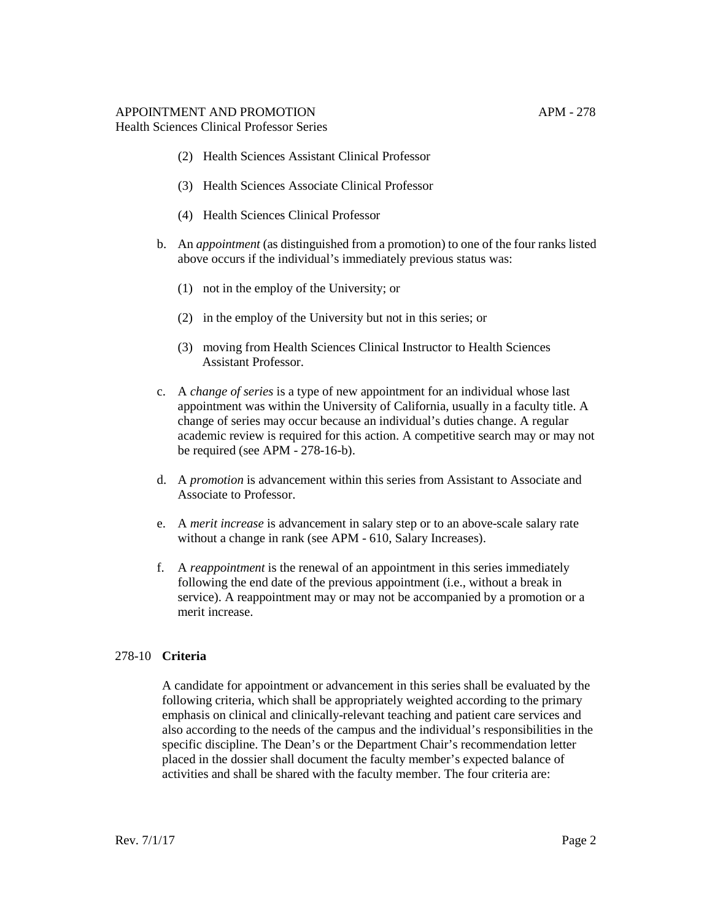(2) Health Sciences Assistant Clinical Professor

(3) Health Sciences Associate Clinical Professor

(4) Health Sciences Clinical Professor

b. An *appointment* (as distinguished from a promotion) to one of the four ranks listed above occurs if the individual's immediately previous status was:

(1) not in the employ of the University; or

(2) in the employ of the University but not in this series; or

(3) moving from Health Sciences Clinical Instructor to Health Sciences Assistant Professor.

c. A *change of series* is a type of new appointment for an individual whose last appointment was within the University of California, usually in a faculty title. A change of series may occur because an individual's duties change. A regular academic review is required for this action. A competitive search may or may not be required (see APM - 278-16-b).

d. A *promotion* is advancement within this series from Assistant to Associate and Associate to Professor.

e. A *merit increase* is advancement in salary step or to an above-scale salary rate without a change in rank (see APM - 610, Salary Increases).

f. A *reappointment* is the renewal of an appointment in this series immediately following the end date of the previous appointment (i.e., without a break in service). A reappointment may or may not be accompanied by a promotion or a merit increase.

## 278-10 **Criteria**

A candidate for appointment or advancement in this series shall be evaluated by the following criteria, which shall be appropriately weighted according to the primary emphasis on clinical and clinically-relevant teaching and patient care services and also according to the needs of the campus and the individual's responsibilities in the specific discipline. The Dean's or the Department Chair's recommendation letter placed in the dossier shall document the faculty member's expected balance of activities and shall be shared with the faculty member. The four criteria are: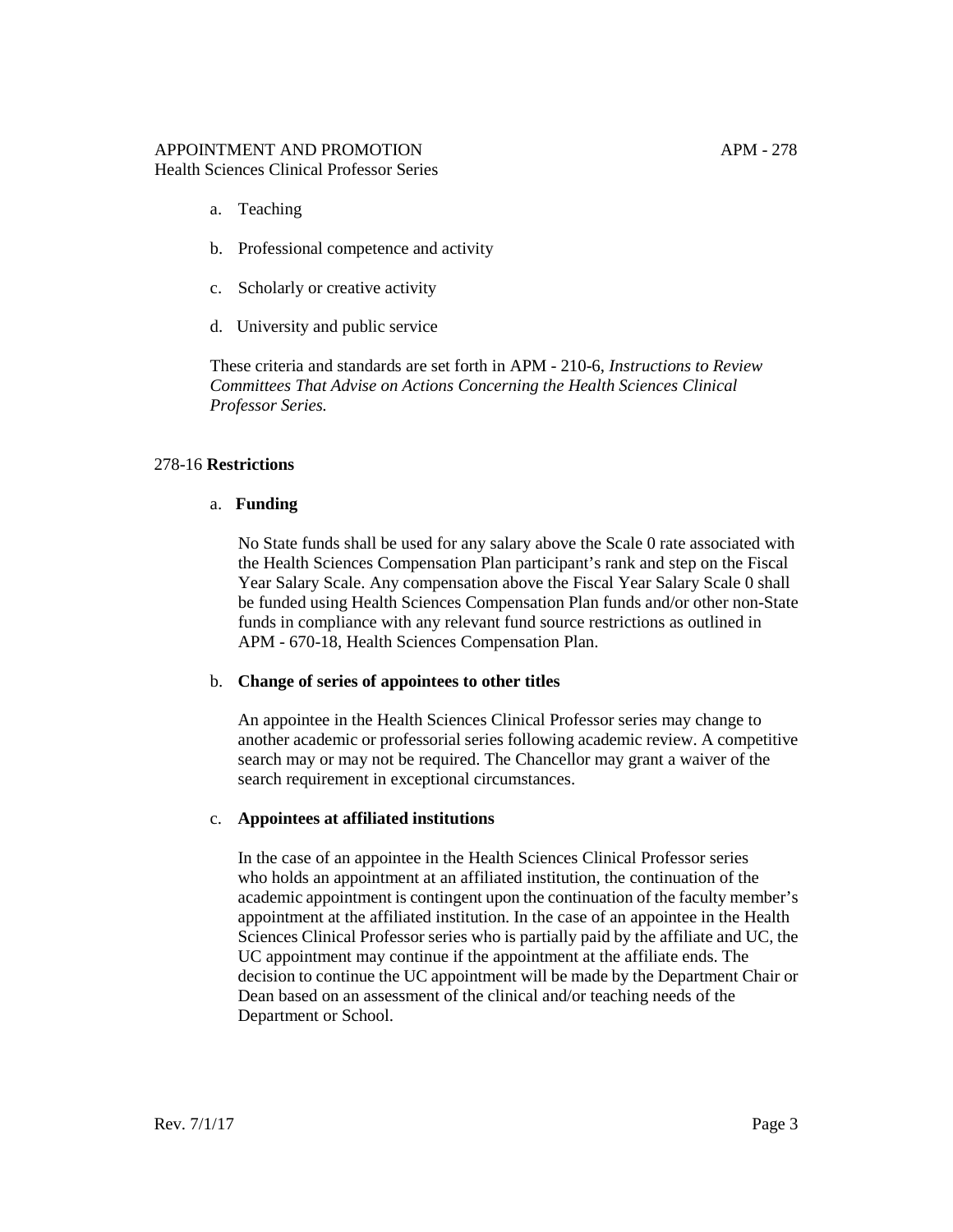a. Teaching

b. Professional competence and activity

c. Scholarly or creative activity

d. University and public service

These criteria and standards are set forth in APM - 210-6, *Instructions to Review Committees That Advise on Actions Concerning the Health Sciences Clinical Professor Series.*

## 278-16 **Restrictions**

### a. **Funding**

No State funds shall be used for any salary above the Scale 0 rate associated with the Health Sciences Compensation Plan participant's rank and step on the Fiscal Year Salary Scale. Any compensation above the Fiscal Year Salary Scale 0 shall be funded using Health Sciences Compensation Plan funds and/or other non-State funds in compliance with any relevant fund source restrictions as outlined in APM - 670-18, Health Sciences Compensation Plan.

### b. **Change of series of appointees to other titles**

An appointee in the Health Sciences Clinical Professor series may change to another academic or professorial series following academic review. A competitive search may or may not be required. The Chancellor may grant a waiver of the search requirement in exceptional circumstances.

### c. **Appointees at affiliated institutions**

In the case of an appointee in the Health Sciences Clinical Professor series who holds an appointment at an affiliated institution, the continuation of the academic appointment is contingent upon the continuation of the faculty member's appointment at the affiliated institution. In the case of an appointee in the Health Sciences Clinical Professor series who is partially paid by the affiliate and UC, the UC appointment may continue if the appointment at the affiliate ends. The decision to continue the UC appointment will be made by the Department Chair or Dean based on an assessment of the clinical and/or teaching needs of the Department or School.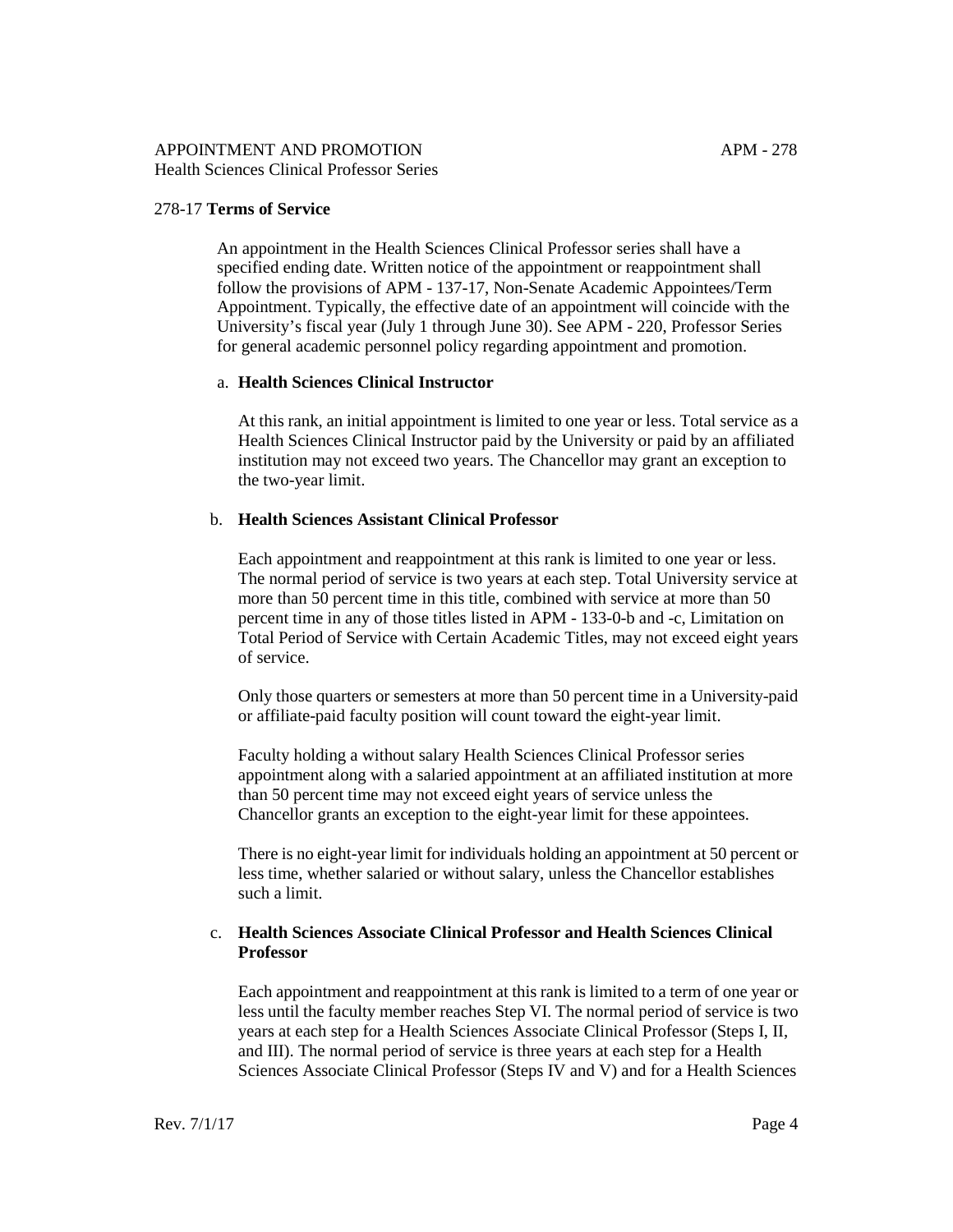## 278-17 **Terms of Service**

An appointment in the Health Sciences Clinical Professor series shall have a specified ending date. Written notice of the appointment or reappointment shall follow the provisions of APM - 137-17, Non-Senate Academic Appointees/Term Appointment. Typically, the effective date of an appointment will coincide with the University's fiscal year (July 1 through June 30). See APM - 220, Professor Series for general academic personnel policy regarding appointment and promotion.

### a. **Health Sciences Clinical Instructor**

At this rank, an initial appointment is limited to one year or less. Total service as a Health Sciences Clinical Instructor paid by the University or paid by an affiliated institution may not exceed two years. The Chancellor may grant an exception to the two-year limit.

### b. **Health Sciences Assistant Clinical Professor**

Each appointment and reappointment at this rank is limited to one year or less. The normal period of service is two years at each step. Total University service at more than 50 percent time in this title, combined with service at more than 50 percent time in any of those titles listed in APM - 133-0-b and -c, Limitation on Total Period of Service with Certain Academic Titles, may not exceed eight years of service.

Only those quarters or semesters at more than 50 percent time in a University-paid or affiliate-paid faculty position will count toward the eight-year limit.

Faculty holding a without salary Health Sciences Clinical Professor series appointment along with a salaried appointment at an affiliated institution at more than 50 percent time may not exceed eight years of service unless the Chancellor grants an exception to the eight-year limit for these appointees.

There is no eight-year limit for individuals holding an appointment at 50 percent or less time, whether salaried or without salary, unless the Chancellor establishes such a limit.

### c. **Health Sciences Associate Clinical Professor and Health Sciences Clinical Professor**

Each appointment and reappointment at this rank is limited to a term of one year or less until the faculty member reaches Step VI. The normal period of service is two years at each step for a Health Sciences Associate Clinical Professor (Steps I, II, and III). The normal period of service is three years at each step for a Health Sciences Associate Clinical Professor (Steps IV and V) and for a Health Sciences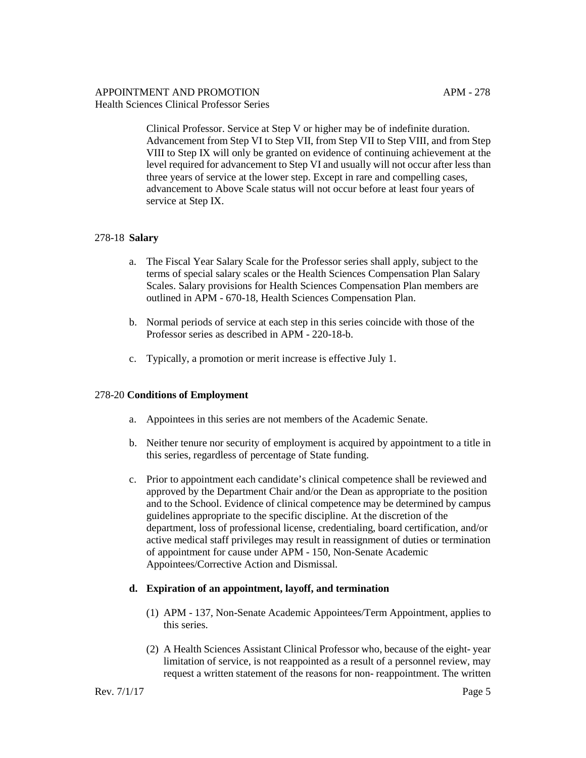Clinical Professor. Service at Step V or higher may be of indefinite duration. Advancement from Step VI to Step VII, from Step VII to Step VIII, and from Step VIII to Step IX will only be granted on evidence of continuing achievement at the level required for advancement to Step VI and usually will not occur after less than three years of service at the lower step. Except in rare and compelling cases, advancement to Above Scale status will not occur before at least four years of service at Step IX.

## 278-18 **Salary**

a. The Fiscal Year Salary Scale for the Professor series shall apply, subject to the terms of special salary scales or the Health Sciences Compensation Plan Salary Scales. Salary provisions for Health Sciences Compensation Plan members are outlined in APM - 670-18, Health Sciences Compensation Plan.

b. Normal periods of service at each step in this series coincide with those of the Professor series as described in APM - 220-18-b.

c. Typically, a promotion or merit increase is effective July 1.

## 278-20 **Conditions of Employment**

a. Appointees in this series are not members of the Academic Senate.

b. Neither tenure nor security of employment is acquired by appointment to a title in this series, regardless of percentage of State funding.

c. Prior to appointment each candidate's clinical competence shall be reviewed and approved by the Department Chair and/or the Dean as appropriate to the position and to the School. Evidence of clinical competence may be determined by campus guidelines appropriate to the specific discipline. At the discretion of the department, loss of professional license, credentialing, board certification, and/or active medical staff privileges may result in reassignment of duties or termination of appointment for cause under APM - 150, Non-Senate Academic Appointees/Corrective Action and Dismissal.

**d. Expiration of an appointment, layoff, and termination**

(1) APM - 137, Non-Senate Academic Appointees/Term Appointment, applies to this series.

(2) A Health Sciences Assistant Clinical Professor who, because of the eight- year limitation of service, is not reappointed as a result of a personnel review, may request a written statement of the reasons for non- reappointment. The written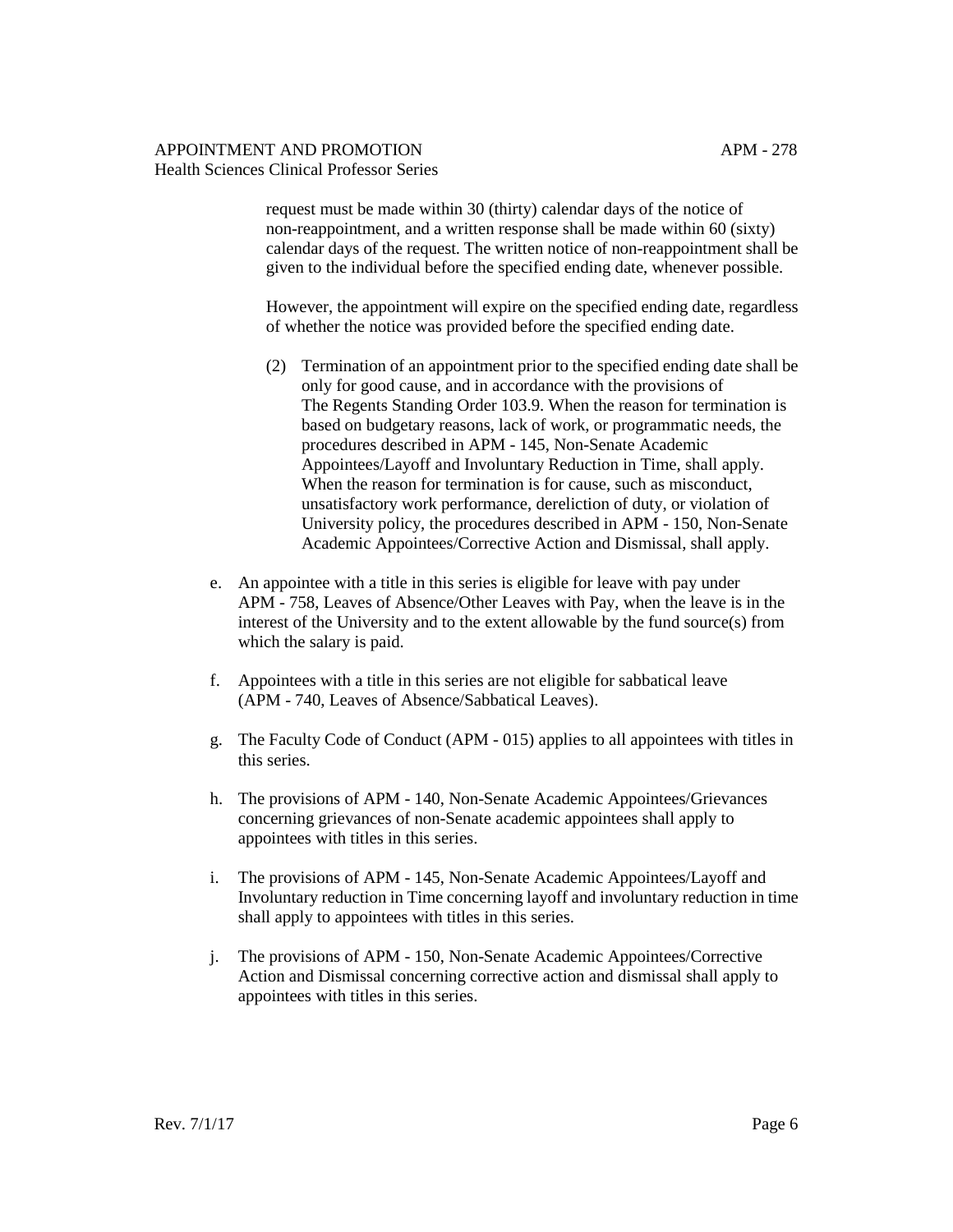request must be made within 30 (thirty) calendar days of the notice of non-reappointment, and a written response shall be made within 60 (sixty) calendar days of the request. The written notice of non-reappointment shall be given to the individual before the specified ending date, whenever possible.

However, the appointment will expire on the specified ending date, regardless of whether the notice was provided before the specified ending date.

(2) Termination of an appointment prior to the specified ending date shall be only for good cause, and in accordance with the provisions of The Regents Standing Order 103.9. When the reason for termination is based on budgetary reasons, lack of work, or programmatic needs, the procedures described in APM - 145, Non-Senate Academic Appointees/Layoff and Involuntary Reduction in Time, shall apply. When the reason for termination is for cause, such as misconduct, unsatisfactory work performance, dereliction of duty, or violation of University policy, the procedures described in APM - 150, Non-Senate Academic Appointees/Corrective Action and Dismissal, shall apply.

e. An appointee with a title in this series is eligible for leave with pay under APM - 758, Leaves of Absence/Other Leaves with Pay, when the leave is in the interest of the University and to the extent allowable by the fund source(s) from which the salary is paid.

f. Appointees with a title in this series are not eligible for sabbatical leave (APM - 740, Leaves of Absence/Sabbatical Leaves).

g. The Faculty Code of Conduct (APM - 015) applies to all appointees with titles in this series.

h. The provisions of APM - 140, Non-Senate Academic Appointees/Grievances concerning grievances of non-Senate academic appointees shall apply to appointees with titles in this series.

i. The provisions of APM - 145, Non-Senate Academic Appointees/Layoff and Involuntary reduction in Time concerning layoff and involuntary reduction in time shall apply to appointees with titles in this series.

j. The provisions of APM - 150, Non-Senate Academic Appointees/Corrective Action and Dismissal concerning corrective action and dismissal shall apply to appointees with titles in this series.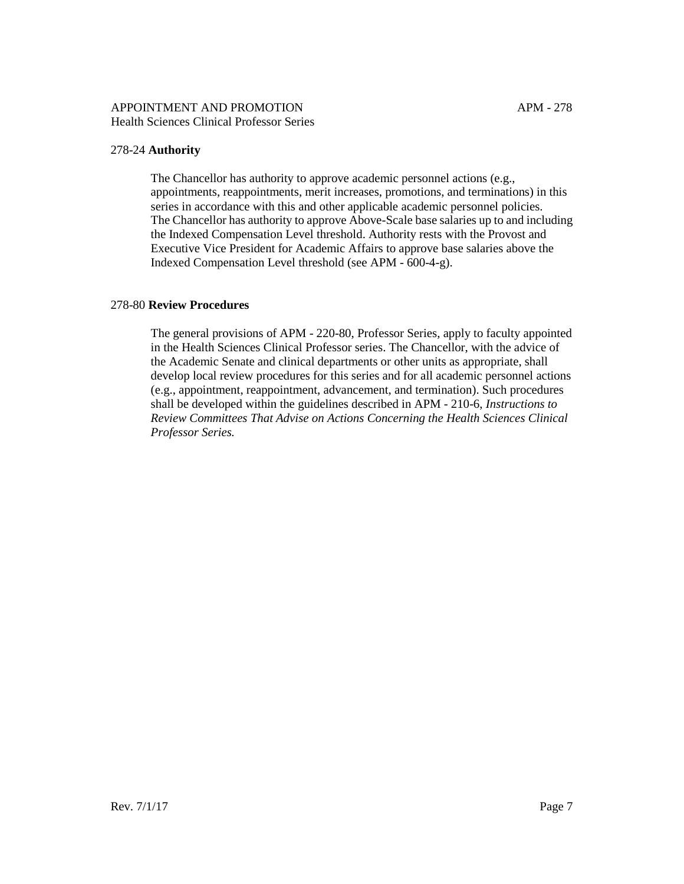## 278-24 **Authority**

The Chancellor has authority to approve academic personnel actions (e.g., appointments, reappointments, merit increases, promotions, and terminations) in this series in accordance with this and other applicable academic personnel policies. The Chancellor has authority to approve Above-Scale base salaries up to and including the Indexed Compensation Level threshold. Authority rests with the Provost and Executive Vice President for Academic Affairs to approve base salaries above the Indexed Compensation Level threshold (see APM - 600-4-g).

## 278-80 **Review Procedures**

The general provisions of APM - 220-80, Professor Series, apply to faculty appointed in the Health Sciences Clinical Professor series. The Chancellor, with the advice of the Academic Senate and clinical departments or other units as appropriate, shall develop local review procedures for this series and for all academic personnel actions (e.g., appointment, reappointment, advancement, and termination). Such procedures shall be developed within the guidelines described in APM - 210-6, *Instructions to Review Committees That Advise on Actions Concerning the Health Sciences Clinical Professor Series.*